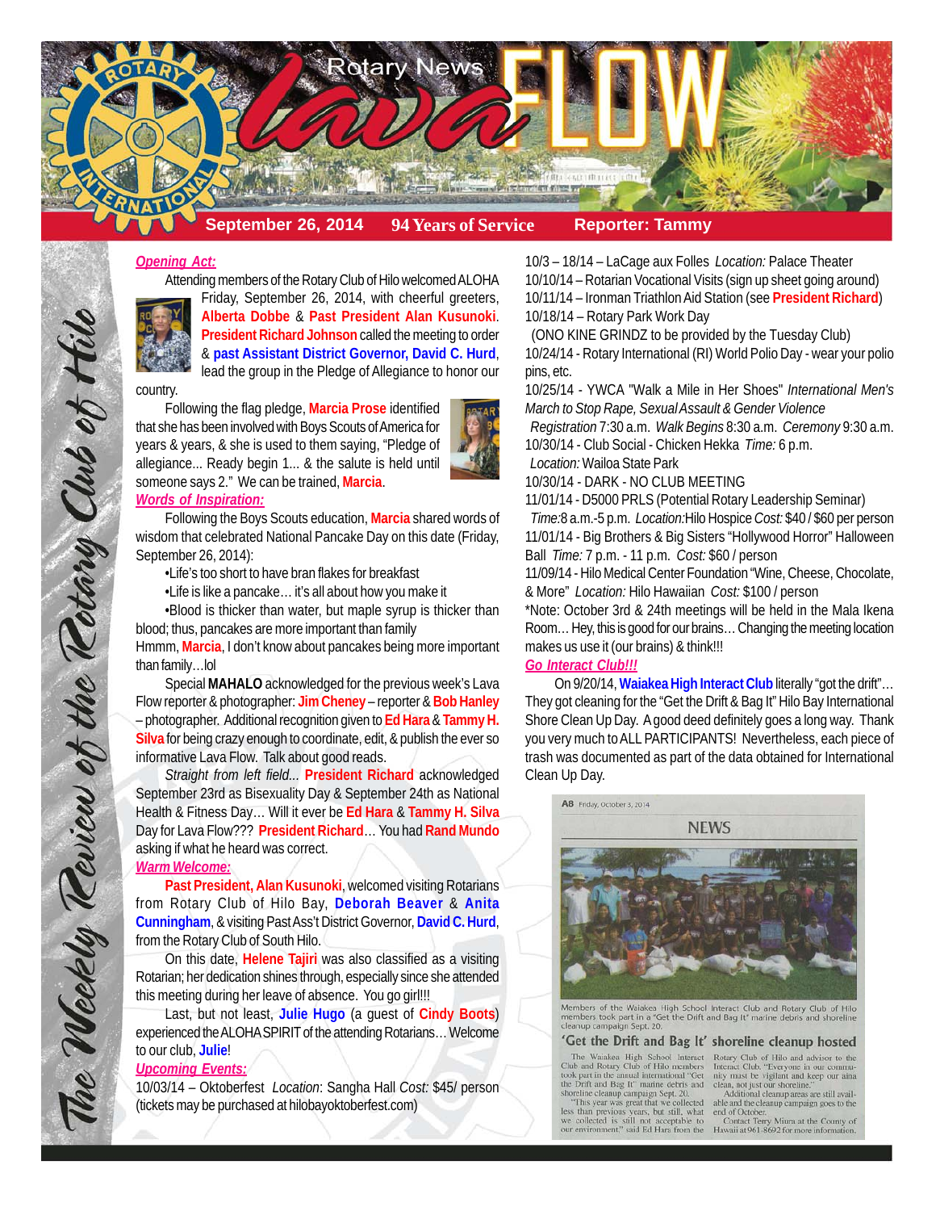# Rotary News Lava FLOW

**September 26, 2014** | **94 Years of Service** | **Reporter: Tammy**

*The Weekly Review of the Rotary Club of Hilo*

### *Opening Act:*

Attending members of the Rotary Club of Hilo welcomed ALOHA Friday, September 26, 2014, with cheerful greeters, **Alberta Dobbe** & **Past President Alan Kusunoki**. **President Richard Johnson** called the meeting to order & **past Assistant District Governor, David C. Hurd**, lead the group in the Pledge of Allegiance to honor our country.

Following the flag pledge, **Marcia Prose** identified that she has been involved with Boys Scouts of America for years & years, & she is used to them saying, "Pledge of allegiance... Ready begin 1... & the salute is held until someone says 2." We can be trained, **Marcia**.

### *Words of Inspiration:*

Following the Boys Scouts education, **Marcia** shared words of wisdom that celebrated National Pancake Day on this date (Friday, September 26, 2014):

- Life's too short to have bran flakes for breakfast
- Life is like a pancake… it's all about how you make it
- Blood is thicker than water, but maple syrup is thicker than blood; thus, pancakes are more important than family

Hmmm, **Marcia**, I don't know about pancakes being more important than family…lol

Special **MAHALO** acknowledged for the previous week's Lava Flow reporter & photographer: **Jim Cheney** – reporter & **Bob Hanley** – photographer. Additional recognition given to **Ed Hara** & **Tammy H. Silva** for being crazy enough to coordinate, edit, & publish the ever so informative Lava Flow. Talk about good reads.

*Straight from left field...* **President Richard** acknowledged September 23rd as Bisexuality Day & September 24th as National Health & Fitness Day… Will it ever be **Ed Hara** & **Tammy H. Silva** Day for Lava Flow??? **President Richard**… You had **Rand Mundo** asking if what he heard was correct.

### *Warm Welcome:*

**Past President, Alan Kusunoki**, welcomed visiting Rotarians from Rotary Club of Hilo Bay, **Deborah Beaver** & **Anita Cunningham**, & visiting Past Ass't District Governor, **David C. Hurd**, from the Rotary Club of South Hilo.

On this date, **Helene Tajiri** was also classified as a visiting Rotarian; her dedication shines through, especially since she attended this meeting during her leave of absence. You go girl!!!

Last, but not least, **Julie Hugo** (a guest of **Cindy Boots**) experienced the ALOHA SPIRIT of the attending Rotarians… Welcome to our club, **Julie**!

### *Upcoming Events:*

10/03/14 – Oktoberfest *Location*: Sangha Hall *Cost:* $45/ person (tickets may be purchased at hilobayoktoberfest.com)

10/3 – 18/14 – LaCage aux Folles *Location:* Palace Theater

10/10/14 – Rotarian Vocational Visits (sign up sheet going around)

10/11/14 – Ironman Triathlon Aid Station (see **President Richard**)

10/18/14 – Rotary Park Work Day (ONO KINE GRINDZ to be provided by the Tuesday Club)

10/24/14 - Rotary International (RI) World Polio Day - wear your polio pins, etc.

10/25/14 - YWCA "Walk a Mile in Her Shoes" *International Men's March to Stop Rape, Sexual Assault & Gender Violence* *Registration* 7:30 a.m. *Walk Begins* 8:30 a.m. *Ceremony* 9:30 a.m.

10/30/14 - Club Social - Chicken Hekka *Time:* 6 p.m. *Location:* Wailoa State Park

10/30/14 - DARK - NO CLUB MEETING

11/01/14 - D5000 PRLS (Potential Rotary Leadership Seminar) *Time:* 8 a.m.-5 p.m. *Location:* Hilo Hospice *Cost:* $40 / $60 per person

11/01/14 - Big Brothers & Big Sisters "Hollywood Horror" Halloween Ball *Time:* 7 p.m. - 11 p.m. *Cost:* $60 / person

11/09/14 - Hilo Medical Center Foundation "Wine, Cheese, Chocolate, & More" *Location:* Hilo Hawaiian *Cost:* $100 / person

*Note: October 3rd & 24th meetings will be held in the Mala Ikena Room… Hey, this is good for our brains… Changing the meeting location makes us use it (our brains) & think!!!

### *Go Interact Club!!!*

On 9/20/14, **Waiakea High Interact Club** literally "got the drift"… They got cleaning for the "Get the Drift & Bag It" Hilo Bay International Shore Clean Up Day. A good deed definitely goes a long way. Thank you very much to ALL PARTICIPANTS! Nevertheless, each piece of trash was documented as part of the data obtained for International Clean Up Day.

A8 Friday, October 3, 2014

NEWS

Members of the Waiakea High School Interact Club and Rotary Club of Hilo members took part in a "Get the Drift and Bag It" marine debris and shoreline cleanup campaign Sept. 20.

**'Get the Drift and Bag It' shoreline cleanup hosted**

The Waiakea High School Interact Club and Rotary Club of Hilo members took part in the annual international "Get the Drift and Bag It" marine debris and shoreline cleanup campaign Sept. 20.

"This year was great that we collected less than previous years, but still, what we collected is still not acceptable to our environment," said Ed Hara from the Rotary Club of Hilo and advisor to the Interact Club. "Everyone in our community must be vigilant and keep our aina clean, not just our shoreline."

Additional cleanup areas are still available and the cleanup campaign goes to the end of October.

Contact Terry Miura at the County of Hawaii at 961-8692 for more information.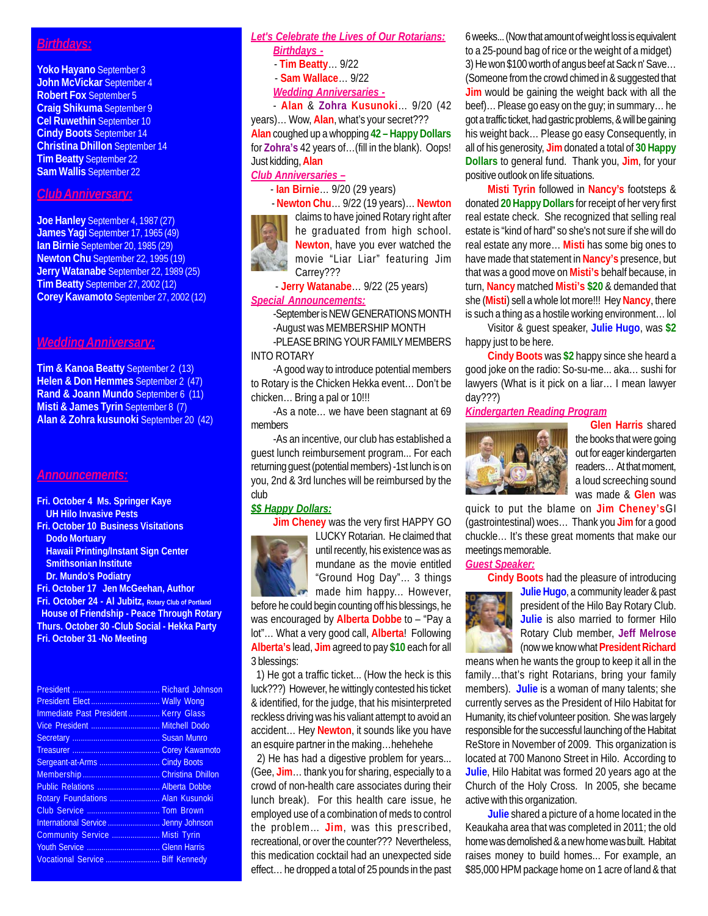## *Birthdays:*

**Yoko Hayano** September 3
**John McVickar** September 4
**Robert Fox** September 5
**Craig Shikuma** September 9
**Cel Ruwethin** September 10
**Cindy Boots** September 14
**Christina Dhillon** September 14
**Tim Beatty** September 22
**Sam Wallis** September 22

## *Club Anniversary:*

**Joe Hanley** September 4, 1987 (27)
**James Yagi** September 17, 1965 (49)
**Ian Birnie** September 20, 1985 (29)
**Newton Chu** September 22, 1995 (19)
**Jerry Watanabe** September 22, 1989 (25)
**Tim Beatty** September 27, 2002 (12)
**Corey Kawamoto** September 27, 2002 (12)

## *Wedding Anniversary:*

**Tim & Kanoa Beatty** September 2 (13)
**Helen & Don Hemmes** September 2 (47)
**Rand & Joann Mundo** September 6 (11)
**Misti & James Tyrin** September 8 (7)
**Alan & Zohra kusunoki** September 20 (42)

## *Announcements:*

**Fri. October 4 Ms. Springer Kaye**
**UH Hilo Invasive Pests**
**Fri. October 10 Business Visitations**
**Dodo Mortuary**
**Hawaii Printing/Instant Sign Center**
**Smithsonian Institute**
**Dr. Mundo's Podiatry**
**Fri. October 17 Jen McGeehan, Author**
**Fri. October 24 - Al Jubitz,** Rotary Club of Portland
**House of Friendship - Peace Through Rotary**
**Thurs. October 30 -Club Social - Hekka Party**
**Fri. October 31 -No Meeting**

President ............ Richard Johnson
President Elect ............ Wally Wong
Immediate Past President ............ Kerry Glass
Vice President ............ Mitchell Dodo
Secretary ............ Susan Munro
Treasurer ............ Corey Kawamoto
Sergeant-at-Arms ............ Cindy Boots
Membership ............ Christina Dhillon
Public Relations ............ Alberta Dobbe
Rotary Foundations ............ Alan Kusunoki
Club Service ............ Tom Brown
International Service ............ Jenny Johnson
Community Service ............ Misti Tyrin
Youth Service ............ Glenn Harris
Vocational Service ............ Biff Kennedy

## *Let's Celebrate the Lives of Our Rotarians:*

*Birthdays -*

- **Tim Beatty**... 9/22
- **Sam Wallace**... 9/22

*Wedding Anniversaries -*

- **Alan** & **Zohra Kusunoki**... 9/20 (42 years)... Wow, **Alan**, what's your secret??? **Alan** coughed up a whopping **42 – Happy Dollars** for **Zohra's** 42 years of...(fill in the blank). Oops! Just kidding, **Alan**

*Club Anniversaries –*

- **Ian Birnie**... 9/20 (29 years)
- **Newton Chu**... 9/22 (19 years)... **Newton** claims to have joined Rotary right after he graduated from high school. **Newton**, have you ever watched the movie "Liar Liar" featuring Jim Carrey???
- **Jerry Watanabe**... 9/22 (25 years)

*Special Announcements:*

-September is NEW GENERATIONS MONTH

-August was MEMBERSHIP MONTH

-PLEASE BRING YOUR FAMILY MEMBERS INTO ROTARY

-A good way to introduce potential members to Rotary is the Chicken Hekka event... Don't be chicken... Bring a pal or 10!!!

-As a note... we have been stagnant at 69 members

-As an incentive, our club has established a guest lunch reimbursement program... For each returning guest (potential members) -1st lunch is on you, 2nd & 3rd lunches will be reimbursed by the club

*$$ Happy Dollars:*

**Jim Cheney** was the very first HAPPY GO LUCKY Rotarian. He claimed that until recently, his existence was as mundane as the movie entitled "Ground Hog Day"... 3 things made him happy... However, before he could begin counting off his blessings, he was encouraged by **Alberta Dobbe** to – "Pay a lot"... What a very good call, **Alberta**! Following **Alberta's** lead, **Jim** agreed to pay **$10** each for all 3 blessings:

1) He got a traffic ticket... (How the heck is this luck???) However, he willingly contested his ticket & identified, for the judge, that his misinterpreted reckless driving was his valiant attempt to avoid an accident... Hey **Newton**, it sounds like you have an esquire partner in the making...hehehehe

2) He has had a digestive problem for years... (Gee, **Jim**... thank you for sharing, especially to a crowd of non-health care associates during their lunch break). For this health care issue, he employed use of a combination of meds to control the problem... **Jim**, was this prescribed, recreational, or over the counter?? Nevertheless, this medication cocktail had an unexpected side effect... he dropped a total of 25 pounds in the past 6 weeks... (Now that amount of weight loss is equivalent to a 25-pound bag of rice or the weight of a midget)

3) He won $100 worth of angus beef at Sack n' Save... (Someone from the crowd chimed in & suggested that **Jim** would be gaining the weight back with all the beef)... Please go easy on the guy; in summary... he got a traffic ticket, had gastric problems, & will be gaining his weight back... Please go easy Consequently, in all of his generosity, **Jim** donated a total of **30 Happy Dollars** to general fund. Thank you, **Jim**, for your positive outlook on life situations.

**Misti Tyrin** followed in **Nancy's** footsteps & donated **20 Happy Dollars** for receipt of her very first real estate check. She recognized that selling real estate is "kind of hard" so she's not sure if she will do real estate any more... **Misti** has some big ones to have made that statement in **Nancy's** presence, but that was a good move on **Misti's** behalf because, in turn, **Nancy** matched **Misti's $20** & demanded that she (**Misti**) sell a whole lot more!!! Hey **Nancy**, there is such a thing as a hostile working environment... lol

Visitor & guest speaker, **Julie Hugo**, was **$2** happy just to be here.

**Cindy Boots** was **$2** happy since she heard a good joke on the radio: So-su-me... aka... sushi for lawyers (What is it pick on a liar... I mean lawyer day???)

*Kindergarten Reading Program*

**Glen Harris** shared the books that were going out for eager kindergarten readers... At that moment, a loud screeching sound was made & **Glen** was quick to put the blame on **Jim Cheney's** GI (gastrointestinal) woes... Thank you **Jim** for a good chuckle... It's these great moments that make our meetings memorable.

*Guest Speaker:*

**Cindy Boots** had the pleasure of introducing **Julie Hugo**, a community leader & past president of the Hilo Bay Rotary Club. **Julie** is also married to former Hilo Rotary Club member, **Jeff Melrose** (now we know what **President Richard** means when he wants the group to keep it all in the family...that's right Rotarians, bring your family members). **Julie** is a woman of many talents; she currently serves as the President of Hilo Habitat for Humanity, its chief volunteer position. She was largely responsible for the successful launching of the Habitat ReStore in November of 2009. This organization is located at 700 Manono Street in Hilo. According to **Julie**, Hilo Habitat was formed 20 years ago at the Church of the Holy Cross. In 2005, she became active with this organization.

**Julie** shared a picture of a home located in the Keaukaha area that was completed in 2011; the old home was demolished & a new home was built. Habitat raises money to build homes... For example, an $85,000 HPM package home on 1 acre of land & that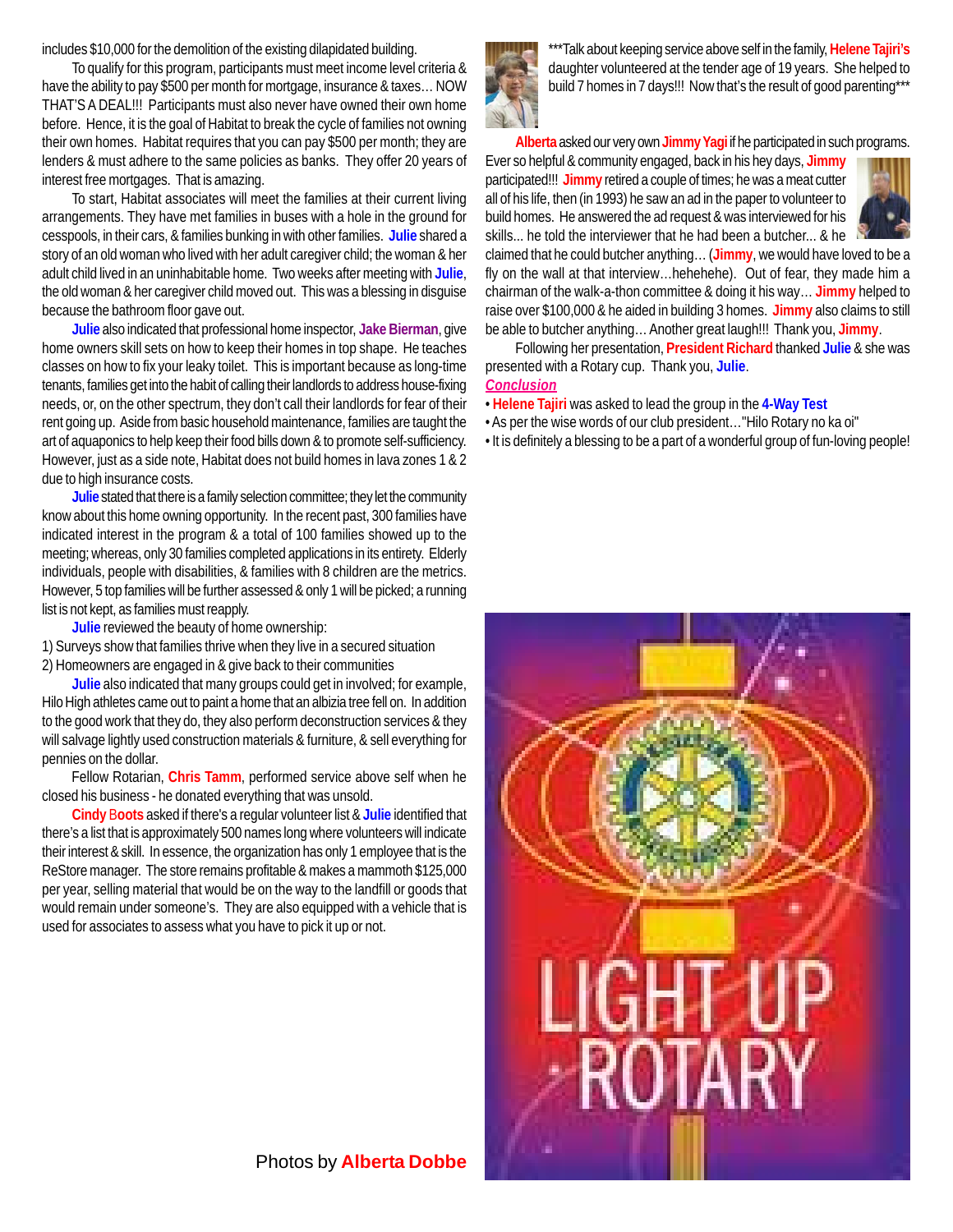includes $10,000 for the demolition of the existing dilapidated building.

To qualify for this program, participants must meet income level criteria & have the ability to pay $500 per month for mortgage, insurance & taxes… NOW THAT'S A DEAL!!! Participants must also never have owned their own home before. Hence, it is the goal of Habitat to break the cycle of families not owning their own homes. Habitat requires that you can pay $500 per month; they are lenders & must adhere to the same policies as banks. They offer 20 years of interest free mortgages. That is amazing.

To start, Habitat associates will meet the families at their current living arrangements. They have met families in buses with a hole in the ground for cesspools, in their cars, & families bunking in with other families. **Julie** shared a story of an old woman who lived with her adult caregiver child; the woman & her adult child lived in an uninhabitable home. Two weeks after meeting with **Julie**, the old woman & her caregiver child moved out. This was a blessing in disguise because the bathroom floor gave out.

**Julie** also indicated that professional home inspector, **Jake Bierman**, give home owners skill sets on how to keep their homes in top shape. He teaches classes on how to fix your leaky toilet. This is important because as long-time tenants, families get into the habit of calling their landlords to address house-fixing needs, or, on the other spectrum, they don't call their landlords for fear of their rent going up. Aside from basic household maintenance, families are taught the art of aquaponics to help keep their food bills down & to promote self-sufficiency. However, just as a side note, Habitat does not build homes in lava zones 1 & 2 due to high insurance costs.

**Julie** stated that there is a family selection committee; they let the community know about this home owning opportunity. In the recent past, 300 families have indicated interest in the program & a total of 100 families showed up to the meeting; whereas, only 30 families completed applications in its entirety. Elderly individuals, people with disabilities, & families with 8 children are the metrics. However, 5 top families will be further assessed & only 1 will be picked; a running list is not kept, as families must reapply.

**Julie** reviewed the beauty of home ownership:

1) Surveys show that families thrive when they live in a secured situation
2) Homeowners are engaged in & give back to their communities

**Julie** also indicated that many groups could get in involved; for example, Hilo High athletes came out to paint a home that an albizia tree fell on. In addition to the good work that they do, they also perform deconstruction services & they will salvage lightly used construction materials & furniture, & sell everything for pennies on the dollar.

Fellow Rotarian, **Chris Tamm**, performed service above self when he closed his business - he donated everything that was unsold.

**Cindy Boots** asked if there's a regular volunteer list & **Julie** identified that there's a list that is approximately 500 names long where volunteers will indicate their interest & skill. In essence, the organization has only 1 employee that is the ReStore manager. The store remains profitable & makes a mammoth $125,000 per year, selling material that would be on the way to the landfill or goods that would remain under someone's. They are also equipped with a vehicle that is used for associates to assess what you have to pick it up or not.

Photos by **Alberta Dobbe**

\*\*\*Talk about keeping service above self in the family, **Helene Tajiri's** daughter volunteered at the tender age of 19 years. She helped to build 7 homes in 7 days!!! Now that's the result of good parenting\*\*\*

**Alberta** asked our very own **Jimmy Yagi** if he participated in such programs. Ever so helpful & community engaged, back in his hey days, **Jimmy** participated!!! **Jimmy** retired a couple of times; he was a meat cutter all of his life, then (in 1993) he saw an ad in the paper to volunteer to build homes. He answered the ad request & was interviewed for his skills... he told the interviewer that he had been a butcher... & he claimed that he could butcher anything… (**Jimmy**, we would have loved to be a fly on the wall at that interview…hehehehe). Out of fear, they made him a chairman of the walk-a-thon committee & doing it his way… **Jimmy** helped to raise over $100,000 & he aided in building 3 homes. **Jimmy** also claims to still be able to butcher anything… Another great laugh!!! Thank you, **Jimmy**.

Following her presentation, **President Richard** thanked **Julie** & she was presented with a Rotary cup. Thank you, **Julie**.

***Conclusion***

- **Helene Tajiri** was asked to lead the group in the **4-Way Test**
- As per the wise words of our club president…"Hilo Rotary no ka oi"
- It is definitely a blessing to be a part of a wonderful group of fun-loving people!

LIGHT UP ROTARY